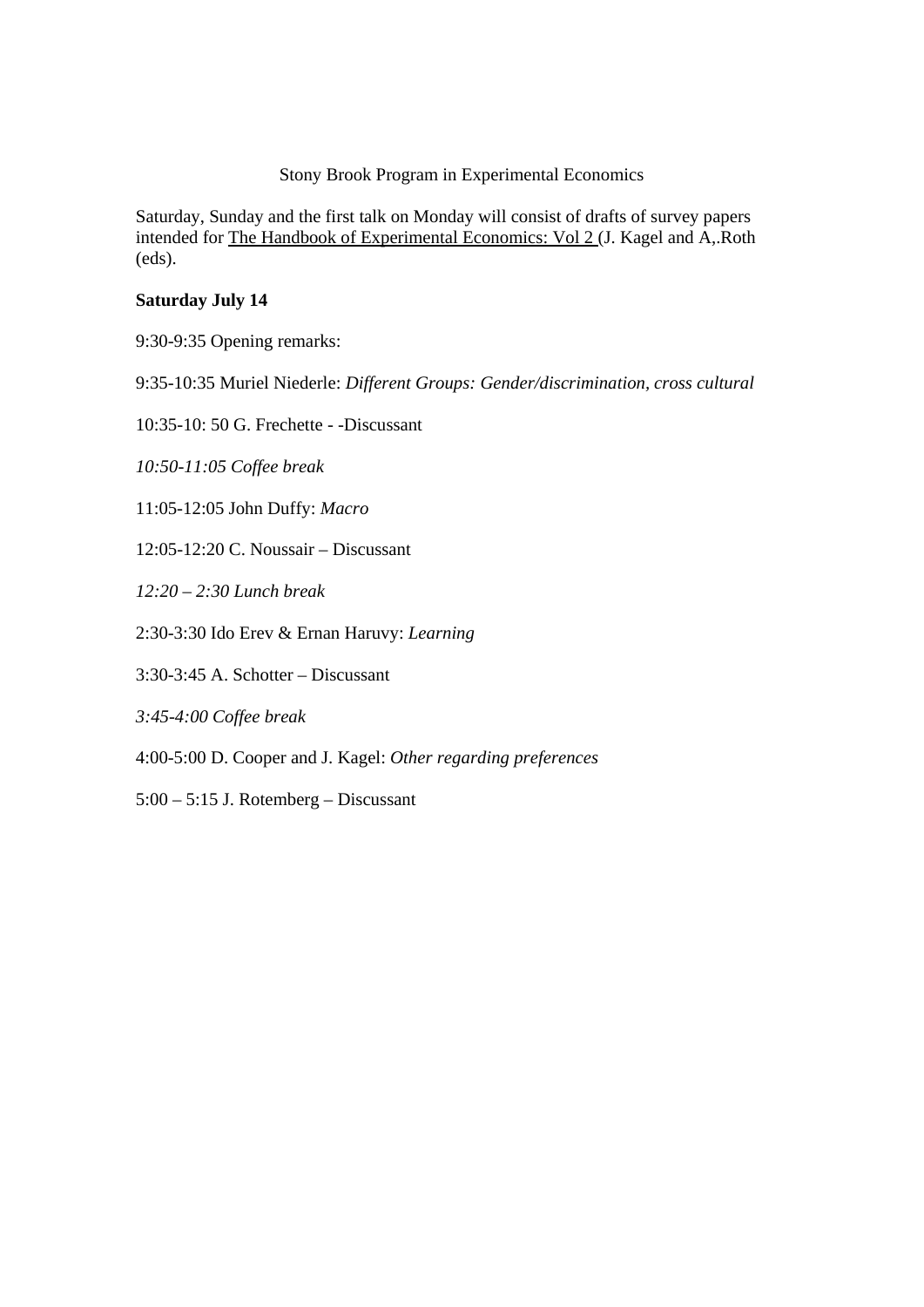Stony Brook Program in Experimental Economics

Saturday, Sunday and the first talk on Monday will consist of drafts of survey papers intended for The Handbook of Experimental Economics: Vol 2 (J. Kagel and A,.Roth (eds).

**Saturday July 14**

9:30-9:35 Opening remarks:

9:35-10:35 Muriel Niederle: *Different Groups: Gender/discrimination, cross cultural*

10:35-10: 50 G. Frechette - -Discussant

*10:50-11:05 Coffee break*

11:05-12:05 John Duffy: *Macro*

12:05-12:20 C. Noussair – Discussant

*12:20 – 2:30 Lunch break*

2:30-3:30 Ido Erev & Ernan Haruvy: *Learning*

3:30-3:45 A. Schotter – Discussant

*3:45-4:00 Coffee break*

4:00-5:00 D. Cooper and J. Kagel: *Other regarding preferences*

5:00 – 5:15 J. Rotemberg – Discussant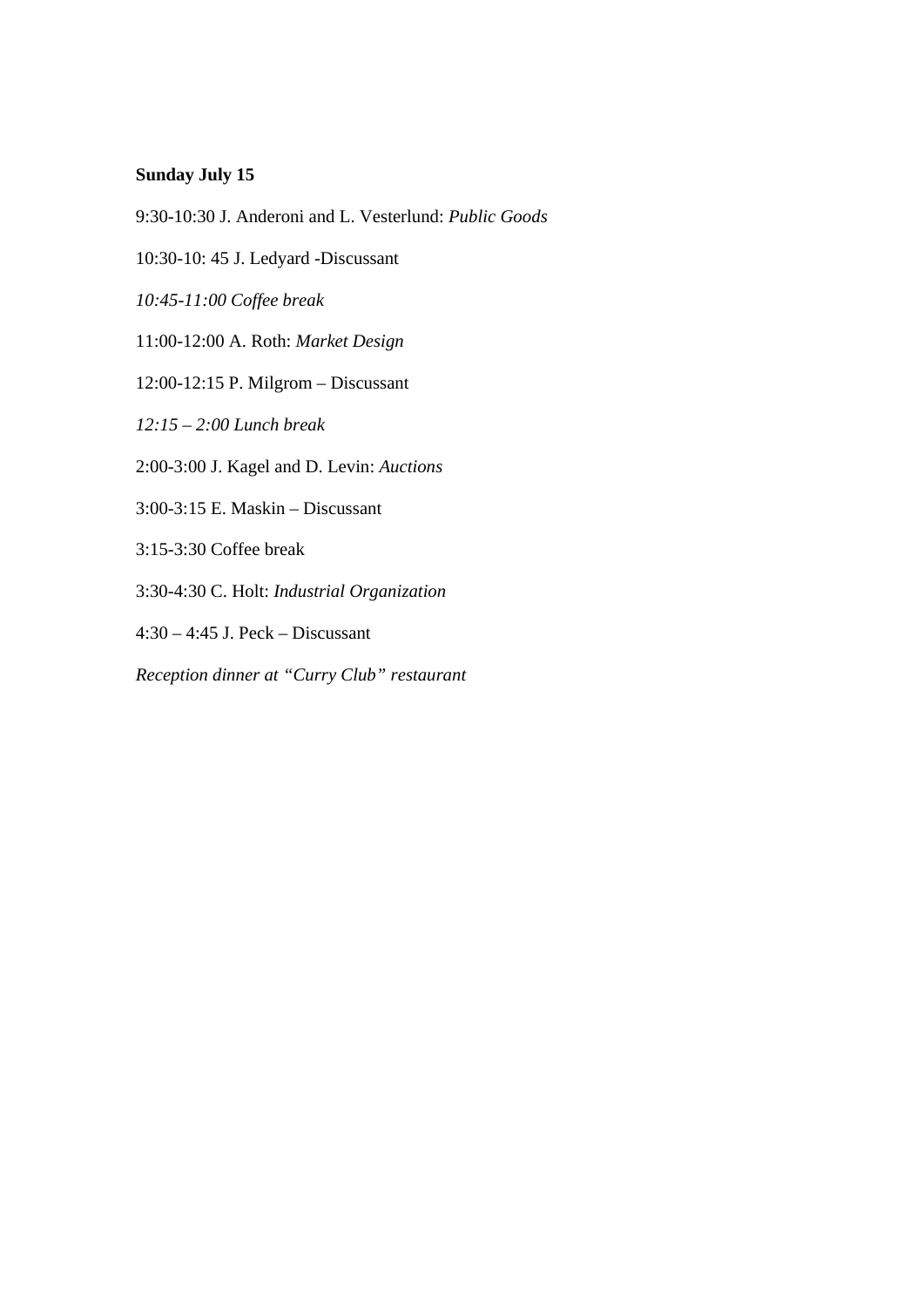**Sunday July 15**

9:30-10:30 J. Anderoni and L. Vesterlund: *Public Goods*

10:30-10: 45 J. Ledyard -Discussant

*10:45-11:00 Coffee break*

11:00-12:00 A. Roth: *Market Design*

12:00-12:15 P. Milgrom – Discussant

*12:15 – 2:00 Lunch break*

2:00-3:00 J. Kagel and D. Levin: *Auctions*

3:00-3:15 E. Maskin – Discussant

3:15-3:30 Coffee break

3:30-4:30 C. Holt: *Industrial Organization*

4:30 – 4:45 J. Peck – Discussant

*Reception dinner at "Curry Club" restaurant*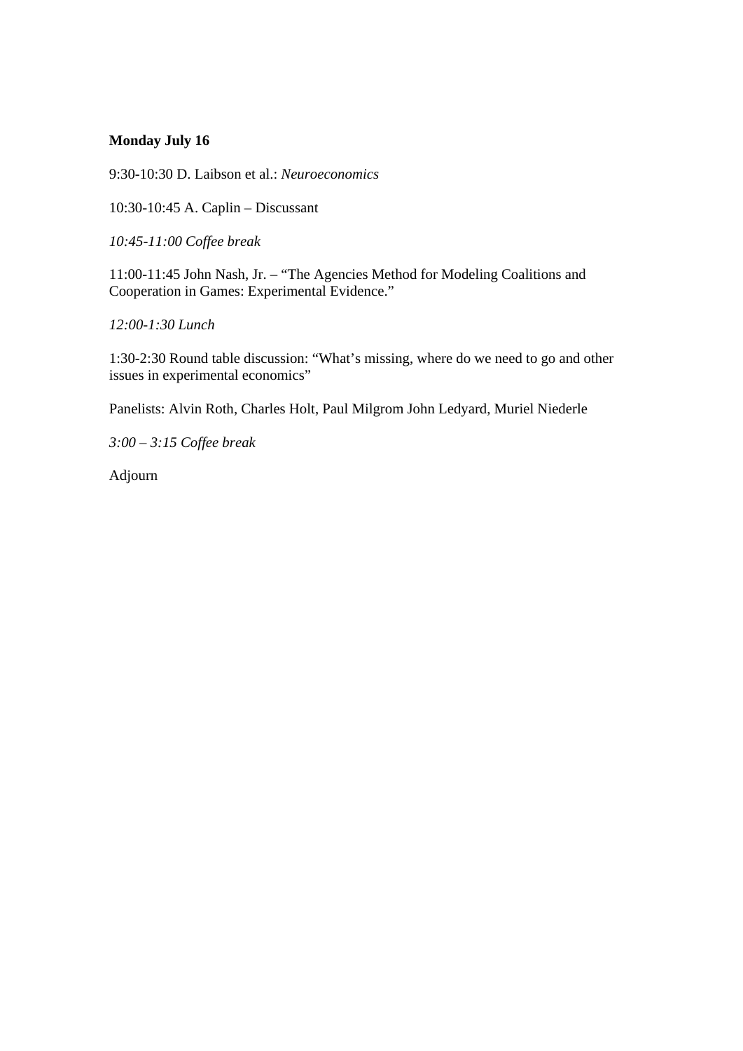**Monday July 16**

9:30-10:30 D. Laibson et al.: *Neuroeconomics*

10:30-10:45 A. Caplin – Discussant

*10:45-11:00 Coffee break*

11:00-11:45 John Nash, Jr. – "The Agencies Method for Modeling Coalitions and Cooperation in Games: Experimental Evidence."

*12:00-1:30 Lunch*

1:30-2:30 Round table discussion: "What's missing, where do we need to go and other issues in experimental economics"

Panelists: Alvin Roth, Charles Holt, Paul Milgrom John Ledyard, Muriel Niederle

*3:00 – 3:15 Coffee break*

Adjourn